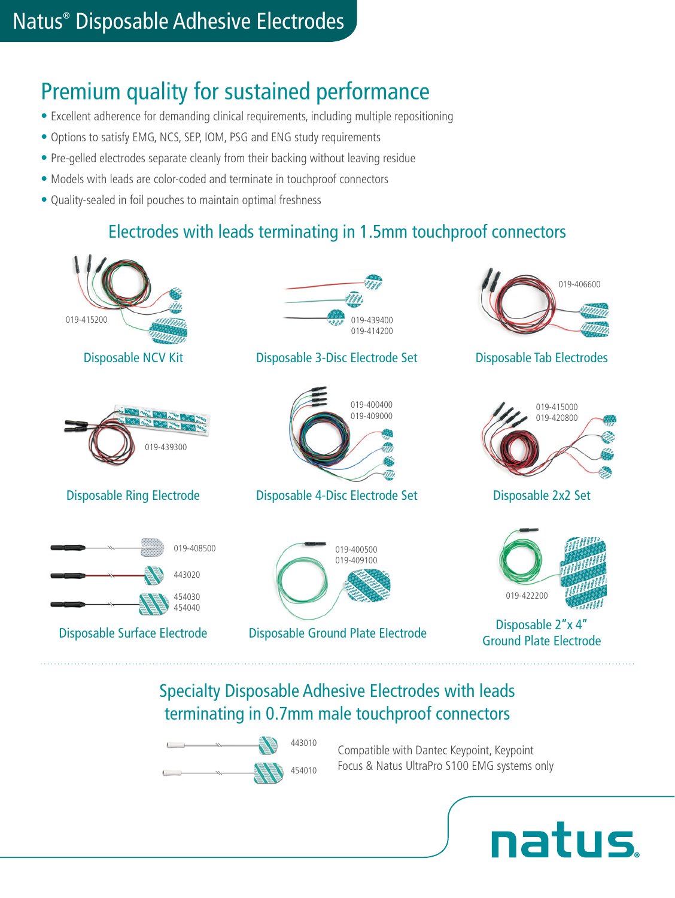# Natus® Disposable Adhesive Electrodes

## Premium quality for sustained performance

- Excellent adherence for demanding clinical requirements, including multiple repositioning
- Options to satisfy EMG, NCS, SEP, IOM, PSG and ENG study requirements
- Pre-gelled electrodes separate cleanly from their backing without leaving residue
- Models with leads are color-coded and terminate in touchproof connectors
- Quality-sealed in foil pouches to maintain optimal freshness

### Electrodes with leads terminating in 1.5mm touchproof connectors

019-415200

**Disposable NCV Kit**

019-439400
019-414200

**Disposable 3-Disc Electrode Set**

019-406600

**Disposable Tab Electrodes**

019-439300

**Disposable Ring Electrode**

019-400400
019-409000

**Disposable 4-Disc Electrode Set**

019-415000
019-420800

**Disposable 2x2 Set**

019-408500
443020
454030
454040

**Disposable Surface Electrode**

019-400500
019-409100

**Disposable Ground Plate Electrode**

019-422200

**Disposable 2"x 4" Ground Plate Electrode**

### Specialty Disposable Adhesive Electrodes with leads terminating in 0.7mm male touchproof connectors

443010
454010

Compatible with Dantec Keypoint, Keypoint Focus & Natus UltraPro S100 EMG systems only

natus.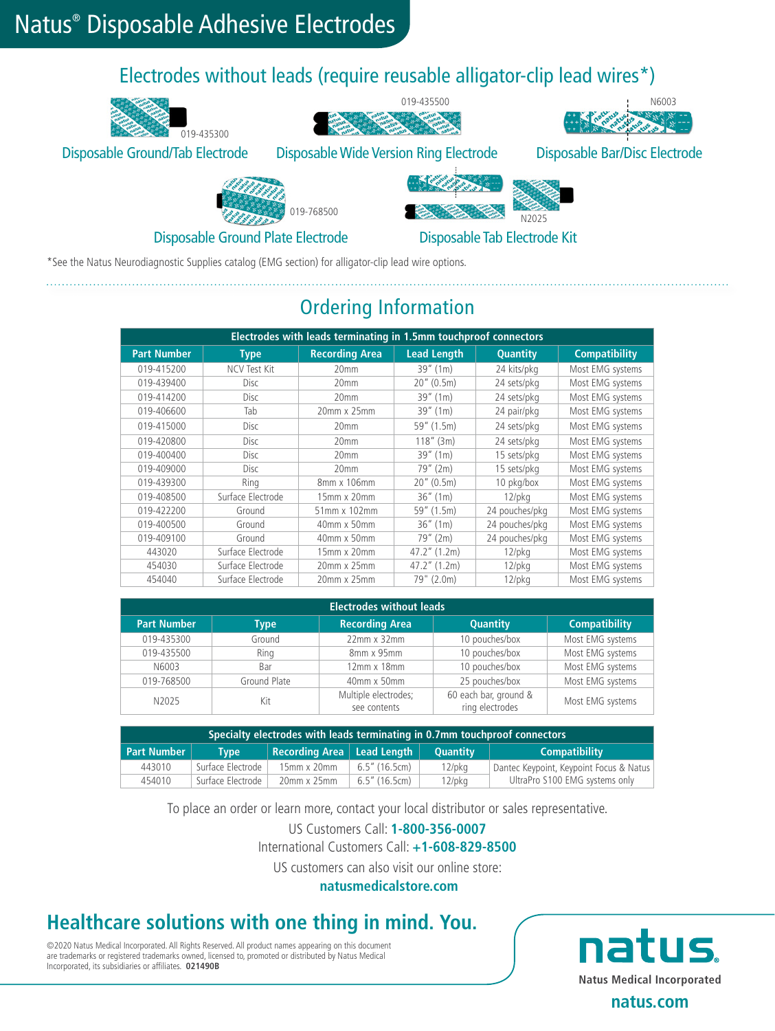# Natus® Disposable Adhesive Electrodes

## Electrodes without leads (require reusable alligator-clip lead wires*)

019-435300
Disposable Ground/Tab Electrode

019-435500
Disposable Wide Version Ring Electrode

N6003
Disposable Bar/Disc Electrode

019-768500
Disposable Ground Plate Electrode

N2025
Disposable Tab Electrode Kit

*See the Natus Neurodiagnostic Supplies catalog (EMG section) for alligator-clip lead wire options.

## Ordering Information

| Electrodes with leads terminating in 1.5mm touchproof connectors | | | | | |
|---|---|---|---|---|---|
| **Part Number** | **Type** | **Recording Area** | **Lead Length** | **Quantity** | **Compatibility** |
| 019-415200 | NCV Test Kit | 20mm | 39" (1m) | 24 kits/pkg | Most EMG systems |
| 019-439400 | Disc | 20mm | 20" (0.5m) | 24 sets/pkg | Most EMG systems |
| 019-414200 | Disc | 20mm | 39" (1m) | 24 sets/pkg | Most EMG systems |
| 019-406600 | Tab | 20mm x 25mm | 39" (1m) | 24 pair/pkg | Most EMG systems |
| 019-415000 | Disc | 20mm | 59" (1.5m) | 24 sets/pkg | Most EMG systems |
| 019-420800 | Disc | 20mm | 118" (3m) | 24 sets/pkg | Most EMG systems |
| 019-400400 | Disc | 20mm | 39" (1m) | 15 sets/pkg | Most EMG systems |
| 019-409000 | Disc | 20mm | 79" (2m) | 15 sets/pkg | Most EMG systems |
| 019-439300 | Ring | 8mm x 106mm | 20" (0.5m) | 10 pkg/box | Most EMG systems |
| 019-408500 | Surface Electrode | 15mm x 20mm | 36" (1m) | 12/pkg | Most EMG systems |
| 019-422200 | Ground | 51mm x 102mm | 59" (1.5m) | 24 pouches/pkg | Most EMG systems |
| 019-400500 | Ground | 40mm x 50mm | 36" (1m) | 24 pouches/pkg | Most EMG systems |
| 019-409100 | Ground | 40mm x 50mm | 79" (2m) | 24 pouches/pkg | Most EMG systems |
| 443020 | Surface Electrode | 15mm x 20mm | 47.2" (1.2m) | 12/pkg | Most EMG systems |
| 454030 | Surface Electrode | 20mm x 25mm | 47.2" (1.2m) | 12/pkg | Most EMG systems |
| 454040 | Surface Electrode | 20mm x 25mm | 79" (2.0m) | 12/pkg | Most EMG systems |

| Electrodes without leads | | | | |
|---|---|---|---|---|
| **Part Number** | **Type** | **Recording Area** | **Quantity** | **Compatibility** |
| 019-435300 | Ground | 22mm x 32mm | 10 pouches/box | Most EMG systems |
| 019-435500 | Ring | 8mm x 95mm | 10 pouches/box | Most EMG systems |
| N6003 | Bar | 12mm x 18mm | 10 pouches/box | Most EMG systems |
| 019-768500 | Ground Plate | 40mm x 50mm | 25 pouches/box | Most EMG systems |
| N2025 | Kit | Multiple electrodes; see contents | 60 each bar, ground & ring electrodes | Most EMG systems |

| Specialty electrodes with leads terminating in 0.7mm touchproof connectors | | | | | |
|---|---|---|---|---|---|
| **Part Number** | **Type** | **Recording Area** | **Lead Length** | **Quantity** | **Compatibility** |
| 443010 | Surface Electrode | 15mm x 20mm | 6.5" (16.5cm) | 12/pkg | Dantec Keypoint, Keypoint Focus & Natus UltraPro S100 EMG systems only |
| 454010 | Surface Electrode | 20mm x 25mm | 6.5" (16.5cm) | 12/pkg | |

To place an order or learn more, contact your local distributor or sales representative.

US Customers Call: **1-800-356-0007**

International Customers Call: **+1-608-829-8500**

US customers can also visit our online store:

**natusmedicalstore.com**

## Healthcare solutions with one thing in mind. You.

©2020 Natus Medical Incorporated. All Rights Reserved. All product names appearing on this document are trademarks or registered trademarks owned, licensed to, promoted or distributed by Natus Medical Incorporated, its subsidiaries or affiliates. **021490B**

natus.

Natus Medical Incorporated

**natus.com**